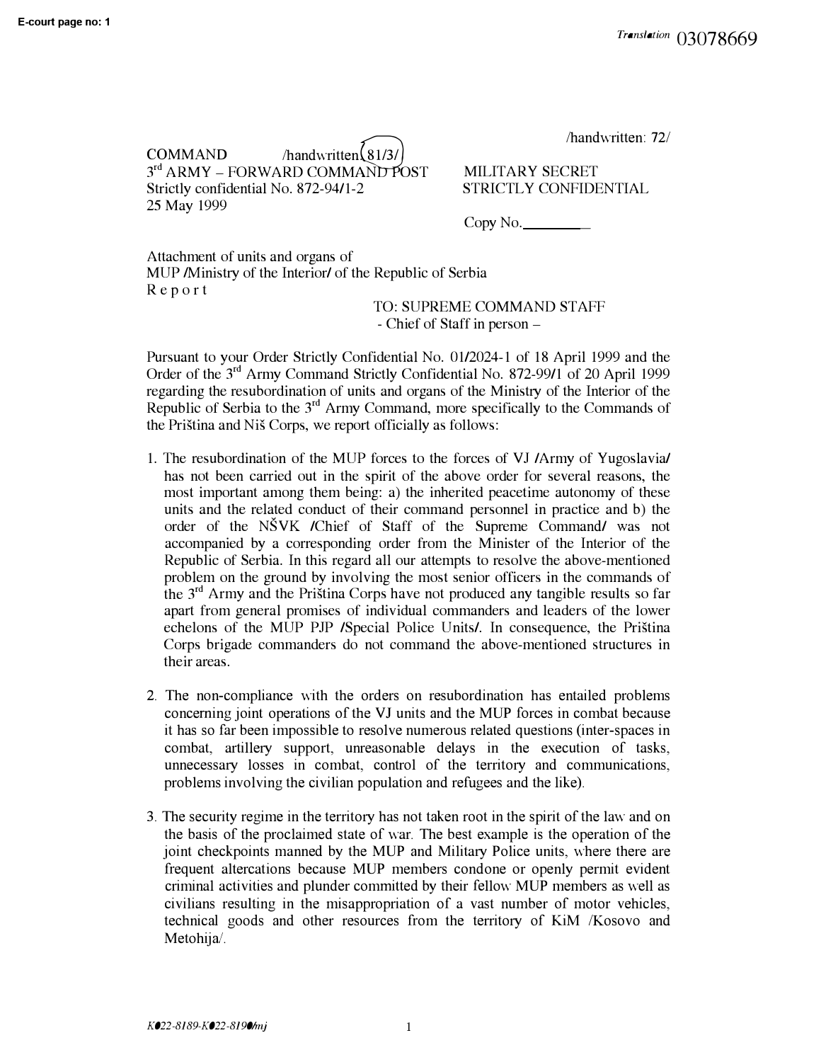/handwritten: 72/

COMMAND /handwritten: 81/3/
3rd ARMY – FORWARD COMMAND POST
Strictly confidential No. 872-94/1-2
25 May 1999

MILITARY SECRET
STRICTLY CONFIDENTIAL

Copy No.________

Attachment of units and organs of
MUP /Ministry of the Interior/ of the Republic of Serbia
Report

TO: SUPREME COMMAND STAFF
- Chief of Staff in person –

Pursuant to your Order Strictly Confidential No. 01/2024-1 of 18 April 1999 and the Order of the 3rd Army Command Strictly Confidential No. 872-99/1 of 20 April 1999 regarding the resubordination of units and organs of the Ministry of the Interior of the Republic of Serbia to the 3rd Army Command, more specifically to the Commands of the Priština and Niš Corps, we report officially as follows:

1. The resubordination of the MUP forces to the forces of VJ /Army of Yugoslavia/ has not been carried out in the spirit of the above order for several reasons, the most important among them being: a) the inherited peacetime autonomy of these units and the related conduct of their command personnel in practice and b) the order of the NŠVK /Chief of Staff of the Supreme Command/ was not accompanied by a corresponding order from the Minister of the Interior of the Republic of Serbia. In this regard all our attempts to resolve the above-mentioned problem on the ground by involving the most senior officers in the commands of the 3rd Army and the Priština Corps have not produced any tangible results so far apart from general promises of individual commanders and leaders of the lower echelons of the MUP PJP /Special Police Units/. In consequence, the Priština Corps brigade commanders do not command the above-mentioned structures in their areas.

2. The non-compliance with the orders on resubordination has entailed problems concerning joint operations of the VJ units and the MUP forces in combat because it has so far been impossible to resolve numerous related questions (inter-spaces in combat, artillery support, unreasonable delays in the execution of tasks, unnecessary losses in combat, control of the territory and communications, problems involving the civilian population and refugees and the like).

3. The security regime in the territory has not taken root in the spirit of the law and on the basis of the proclaimed state of war. The best example is the operation of the joint checkpoints manned by the MUP and Military Police units, where there are frequent altercations because MUP members condone or openly permit evident criminal activities and plunder committed by their fellow MUP members as well as civilians resulting in the misappropriation of a vast number of motor vehicles, technical goods and other resources from the territory of KiM /Kosovo and Metohija/.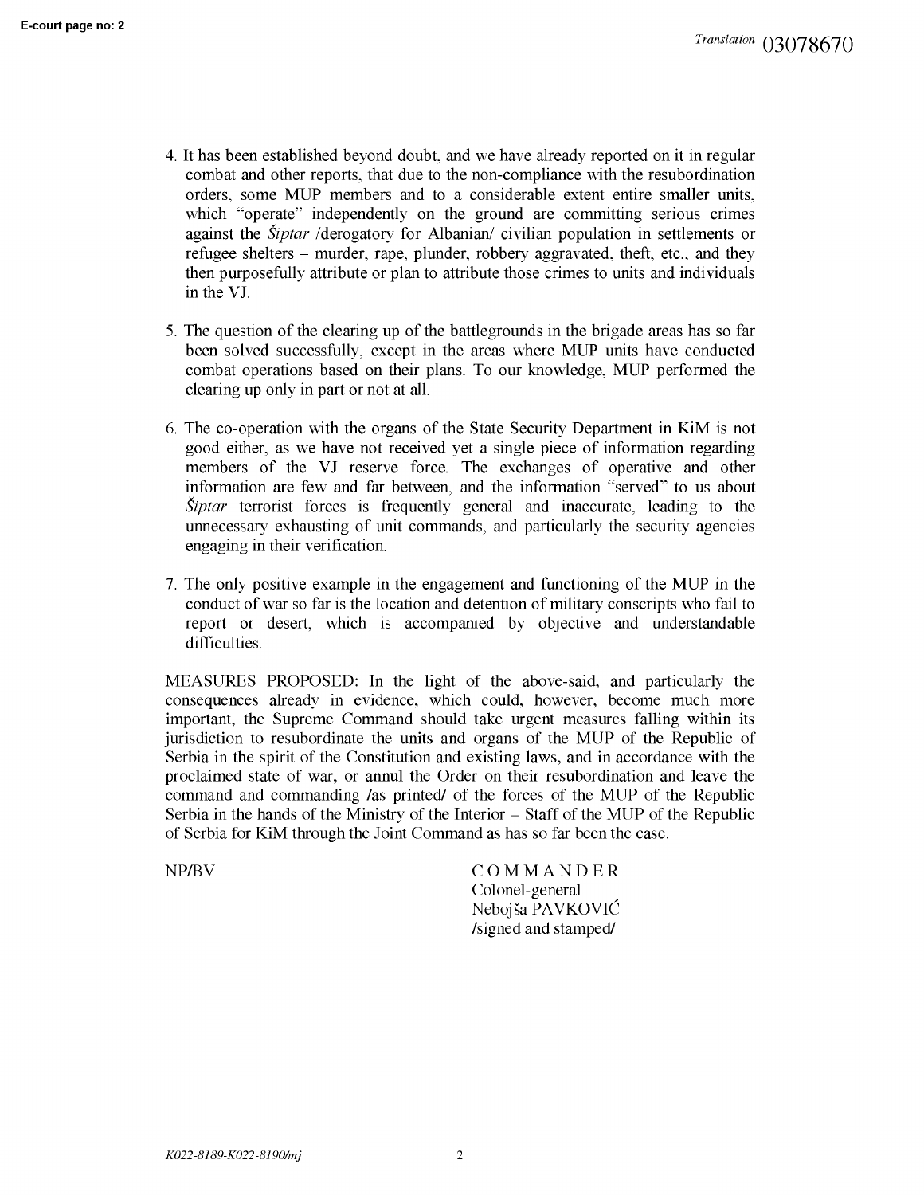4. It has been established beyond doubt, and we have already reported on it in regular combat and other reports, that due to the non-compliance with the resubordination orders, some MUP members and to a considerable extent entire smaller units, which "operate" independently on the ground are committing serious crimes against the *Šiptar* /derogatory for Albanian/ civilian population in settlements or refugee shelters – murder, rape, plunder, robbery aggravated, theft, etc., and they then purposefully attribute or plan to attribute those crimes to units and individuals in the VJ.

5. The question of the clearing up of the battlegrounds in the brigade areas has so far been solved successfully, except in the areas where MUP units have conducted combat operations based on their plans. To our knowledge, MUP performed the clearing up only in part or not at all.

6. The co-operation with the organs of the State Security Department in KiM is not good either, as we have not received yet a single piece of information regarding members of the VJ reserve force. The exchanges of operative and other information are few and far between, and the information "served" to us about *Šiptar* terrorist forces is frequently general and inaccurate, leading to the unnecessary exhausting of unit commands, and particularly the security agencies engaging in their verification.

7. The only positive example in the engagement and functioning of the MUP in the conduct of war so far is the location and detention of military conscripts who fail to report or desert, which is accompanied by objective and understandable difficulties.

MEASURES PROPOSED: In the light of the above-said, and particularly the consequences already in evidence, which could, however, become much more important, the Supreme Command should take urgent measures falling within its jurisdiction to resubordinate the units and organs of the MUP of the Republic of Serbia in the spirit of the Constitution and existing laws, and in accordance with the proclaimed state of war, or annul the Order on their resubordination and leave the command and commanding /as printed/ of the forces of the MUP of the Republic Serbia in the hands of the Ministry of the Interior – Staff of the MUP of the Republic of Serbia for KiM through the Joint Command as has so far been the case.

NP/BV

COMMANDER
Colonel-general
Nebojša PAVKOVIĆ
/signed and stamped/

K022-8189-K022-8190/mj